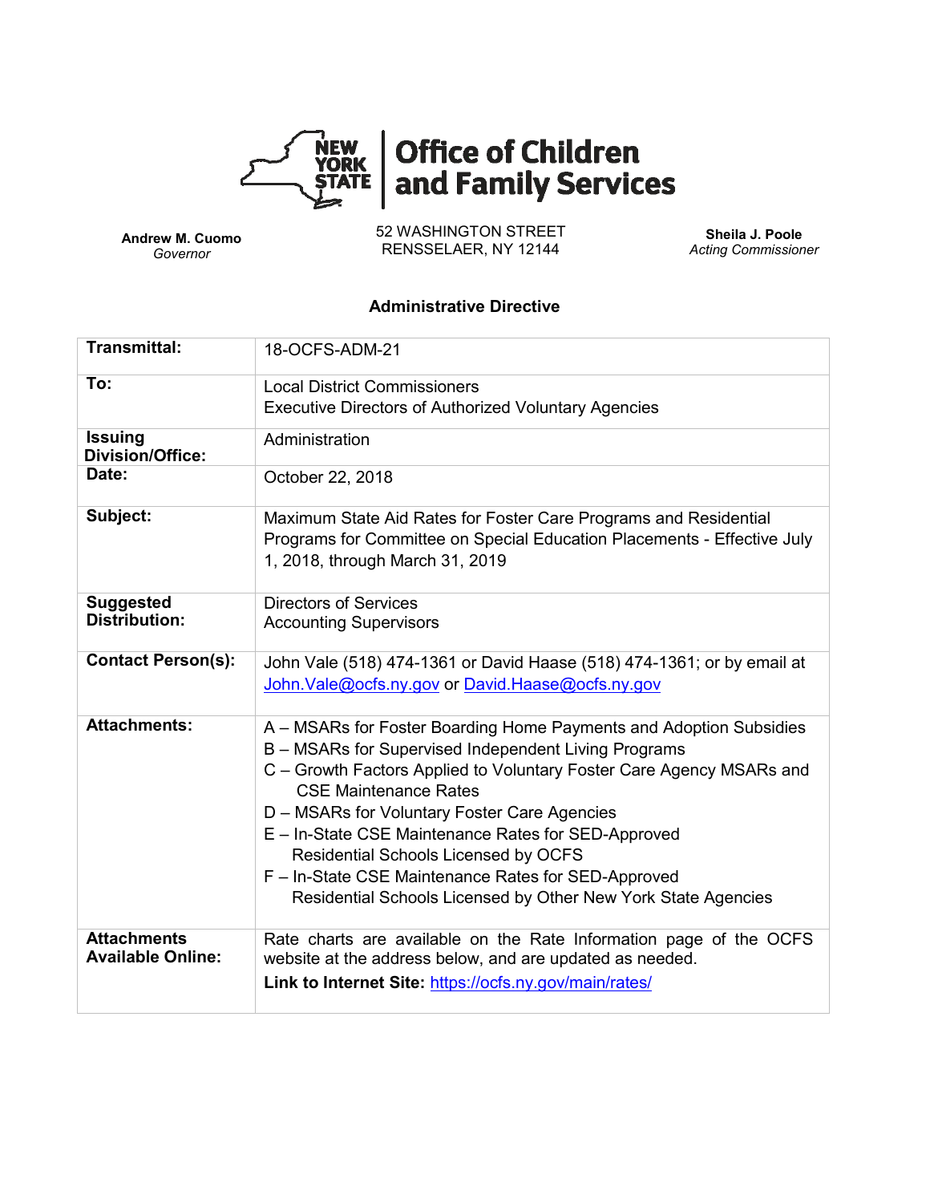# Office of Children and Family Services

**Andrew M. Cuomo**
*Governor*

52 WASHINGTON STREET
RENSSELAER, NY 12144

**Sheila J. Poole**
*Acting Commissioner*

## Administrative Directive

| | |
|---|---|
| **Transmittal:** | 18-OCFS-ADM-21 |
| **To:** | Local District Commissioners<br>Executive Directors of Authorized Voluntary Agencies |
| **Issuing Division/Office:** | Administration |
| **Date:** | October 22, 2018 |
| **Subject:** | Maximum State Aid Rates for Foster Care Programs and Residential Programs for Committee on Special Education Placements - Effective July 1, 2018, through March 31, 2019 |
| **Suggested Distribution:** | Directors of Services<br>Accounting Supervisors |
| **Contact Person(s):** | John Vale (518) 474-1361 or David Haase (518) 474-1361; or by email at John.Vale@ocfs.ny.gov or David.Haase@ocfs.ny.gov |
| **Attachments:** | A – MSARs for Foster Boarding Home Payments and Adoption Subsidies<br>B – MSARs for Supervised Independent Living Programs<br>C – Growth Factors Applied to Voluntary Foster Care Agency MSARs and CSE Maintenance Rates<br>D – MSARs for Voluntary Foster Care Agencies<br>E – In-State CSE Maintenance Rates for SED-Approved Residential Schools Licensed by OCFS<br>F – In-State CSE Maintenance Rates for SED-Approved Residential Schools Licensed by Other New York State Agencies |
| **Attachments Available Online:** | Rate charts are available on the Rate Information page of the OCFS website at the address below, and are updated as needed.<br>**Link to Internet Site:** https://ocfs.ny.gov/main/rates/ |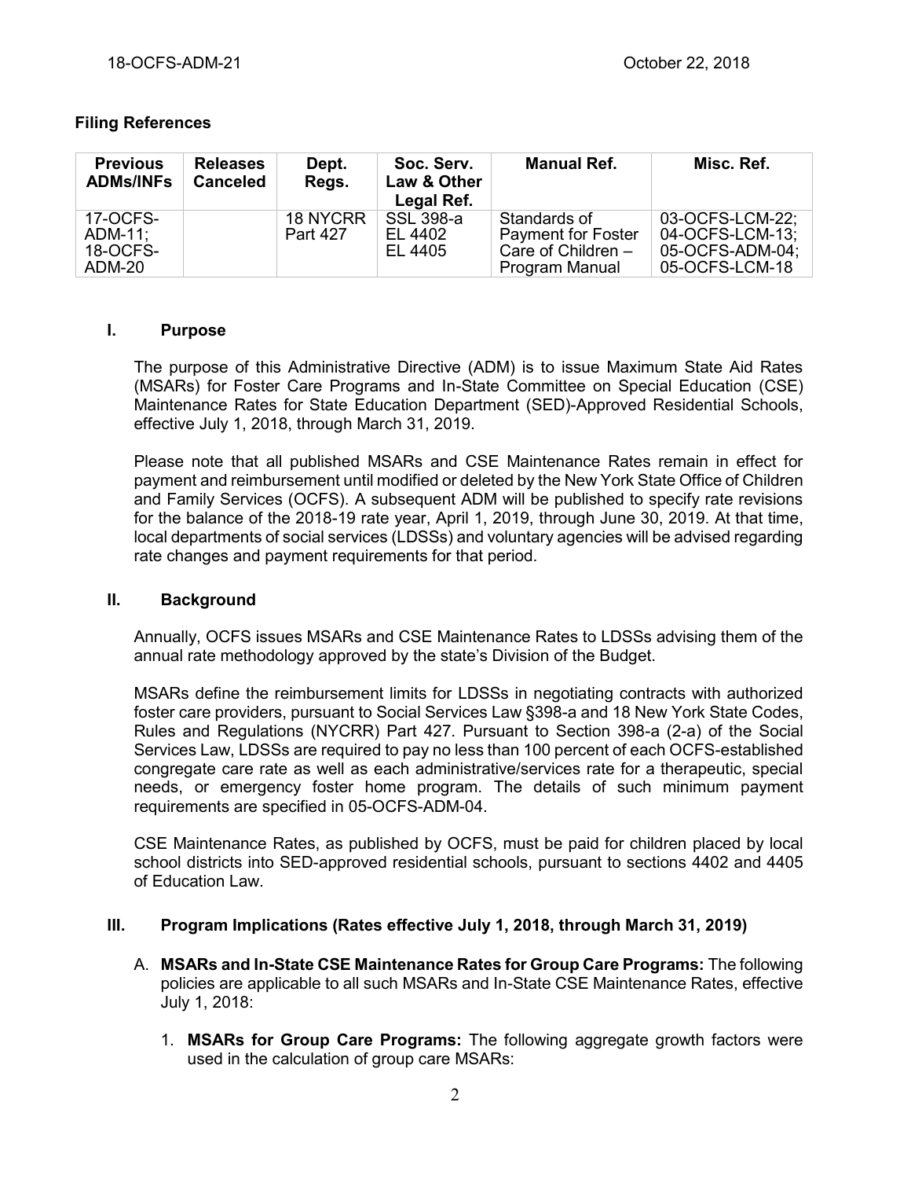### Filing References

| Previous ADMs/INFs | Releases Canceled | Dept. Regs. | Soc. Serv. Law & Other Legal Ref. | Manual Ref. | Misc. Ref. |
|---|---|---|---|---|---|
| 17-OCFS-ADM-11; 18-OCFS-ADM-20 | | 18 NYCRR Part 427 | SSL 398-a EL 4402 EL 4405 | Standards of Payment for Foster Care of Children – Program Manual | 03-OCFS-LCM-22; 04-OCFS-LCM-13; 05-OCFS-ADM-04; 05-OCFS-LCM-18 |

## I. Purpose

The purpose of this Administrative Directive (ADM) is to issue Maximum State Aid Rates (MSARs) for Foster Care Programs and In-State Committee on Special Education (CSE) Maintenance Rates for State Education Department (SED)-Approved Residential Schools, effective July 1, 2018, through March 31, 2019.

Please note that all published MSARs and CSE Maintenance Rates remain in effect for payment and reimbursement until modified or deleted by the New York State Office of Children and Family Services (OCFS). A subsequent ADM will be published to specify rate revisions for the balance of the 2018-19 rate year, April 1, 2019, through June 30, 2019. At that time, local departments of social services (LDSSs) and voluntary agencies will be advised regarding rate changes and payment requirements for that period.

## II. Background

Annually, OCFS issues MSARs and CSE Maintenance Rates to LDSSs advising them of the annual rate methodology approved by the state's Division of the Budget.

MSARs define the reimbursement limits for LDSSs in negotiating contracts with authorized foster care providers, pursuant to Social Services Law §398-a and 18 New York State Codes, Rules and Regulations (NYCRR) Part 427. Pursuant to Section 398-a (2-a) of the Social Services Law, LDSSs are required to pay no less than 100 percent of each OCFS-established congregate care rate as well as each administrative/services rate for a therapeutic, special needs, or emergency foster home program. The details of such minimum payment requirements are specified in 05-OCFS-ADM-04.

CSE Maintenance Rates, as published by OCFS, must be paid for children placed by local school districts into SED-approved residential schools, pursuant to sections 4402 and 4405 of Education Law.

## III. Program Implications (Rates effective July 1, 2018, through March 31, 2019)

A. **MSARs and In-State CSE Maintenance Rates for Group Care Programs:** The following policies are applicable to all such MSARs and In-State CSE Maintenance Rates, effective July 1, 2018:

1. **MSARs for Group Care Programs:** The following aggregate growth factors were used in the calculation of group care MSARs: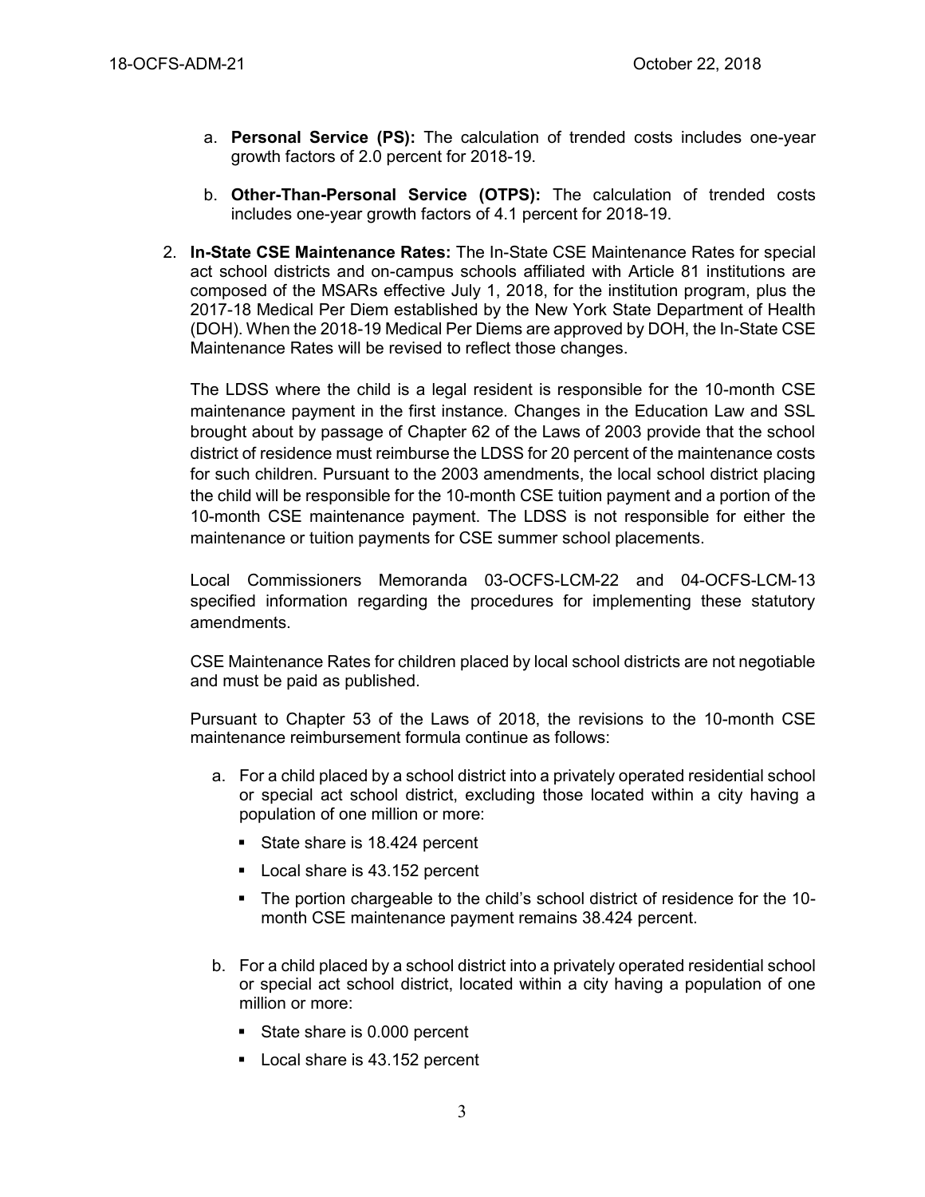a. **Personal Service (PS):** The calculation of trended costs includes one-year growth factors of 2.0 percent for 2018-19.

b. **Other-Than-Personal Service (OTPS):** The calculation of trended costs includes one-year growth factors of 4.1 percent for 2018-19.

2. **In-State CSE Maintenance Rates:** The In-State CSE Maintenance Rates for special act school districts and on-campus schools affiliated with Article 81 institutions are composed of the MSARs effective July 1, 2018, for the institution program, plus the 2017-18 Medical Per Diem established by the New York State Department of Health (DOH). When the 2018-19 Medical Per Diems are approved by DOH, the In-State CSE Maintenance Rates will be revised to reflect those changes.

   The LDSS where the child is a legal resident is responsible for the 10-month CSE maintenance payment in the first instance. Changes in the Education Law and SSL brought about by passage of Chapter 62 of the Laws of 2003 provide that the school district of residence must reimburse the LDSS for 20 percent of the maintenance costs for such children. Pursuant to the 2003 amendments, the local school district placing the child will be responsible for the 10-month CSE tuition payment and a portion of the 10-month CSE maintenance payment. The LDSS is not responsible for either the maintenance or tuition payments for CSE summer school placements.

   Local Commissioners Memoranda 03-OCFS-LCM-22 and 04-OCFS-LCM-13 specified information regarding the procedures for implementing these statutory amendments.

   CSE Maintenance Rates for children placed by local school districts are not negotiable and must be paid as published.

   Pursuant to Chapter 53 of the Laws of 2018, the revisions to the 10-month CSE maintenance reimbursement formula continue as follows:

   a. For a child placed by a school district into a privately operated residential school or special act school district, excluding those located within a city having a population of one million or more:

      - State share is 18.424 percent
      - Local share is 43.152 percent
      - The portion chargeable to the child's school district of residence for the 10-month CSE maintenance payment remains 38.424 percent.

   b. For a child placed by a school district into a privately operated residential school or special act school district, located within a city having a population of one million or more:

      - State share is 0.000 percent
      - Local share is 43.152 percent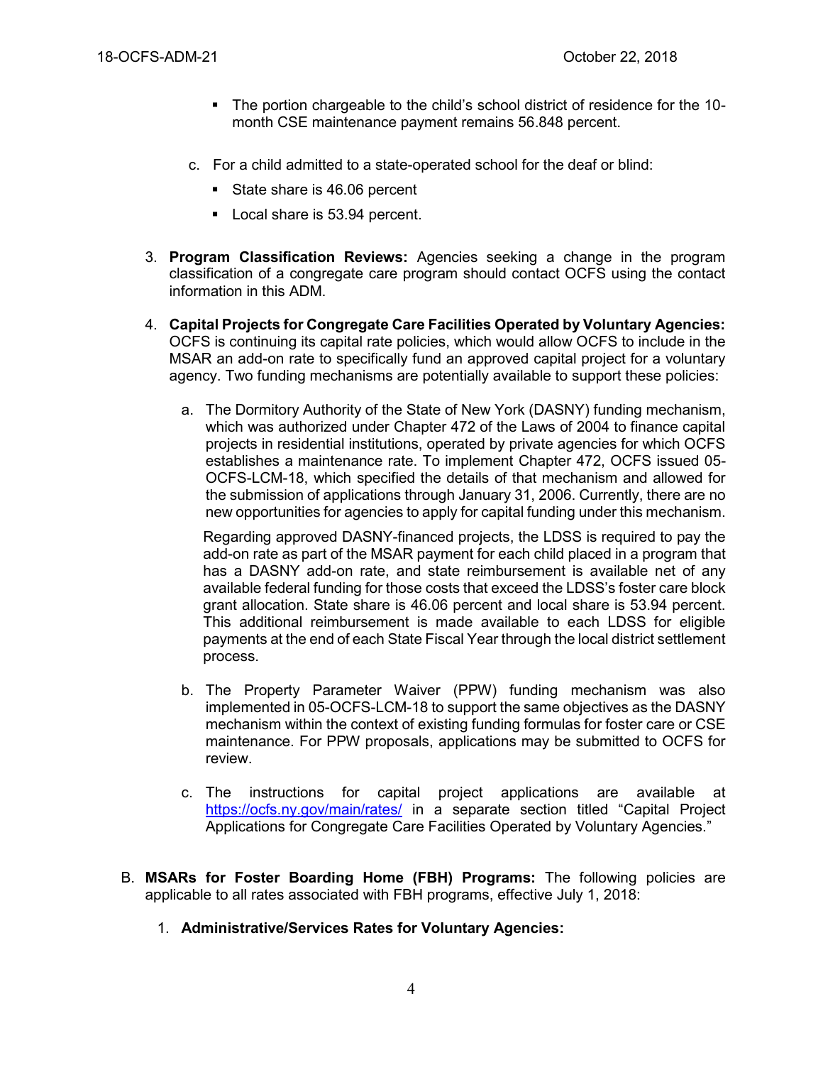- The portion chargeable to the child's school district of residence for the 10-month CSE maintenance payment remains 56.848 percent.

c. For a child admitted to a state-operated school for the deaf or blind:

- State share is 46.06 percent
- Local share is 53.94 percent.

3. **Program Classification Reviews:** Agencies seeking a change in the program classification of a congregate care program should contact OCFS using the contact information in this ADM.

4. **Capital Projects for Congregate Care Facilities Operated by Voluntary Agencies:** OCFS is continuing its capital rate policies, which would allow OCFS to include in the MSAR an add-on rate to specifically fund an approved capital project for a voluntary agency. Two funding mechanisms are potentially available to support these policies:

   a. The Dormitory Authority of the State of New York (DASNY) funding mechanism, which was authorized under Chapter 472 of the Laws of 2004 to finance capital projects in residential institutions, operated by private agencies for which OCFS establishes a maintenance rate. To implement Chapter 472, OCFS issued 05-OCFS-LCM-18, which specified the details of that mechanism and allowed for the submission of applications through January 31, 2006. Currently, there are no new opportunities for agencies to apply for capital funding under this mechanism.

   Regarding approved DASNY-financed projects, the LDSS is required to pay the add-on rate as part of the MSAR payment for each child placed in a program that has a DASNY add-on rate, and state reimbursement is available net of any available federal funding for those costs that exceed the LDSS's foster care block grant allocation. State share is 46.06 percent and local share is 53.94 percent. This additional reimbursement is made available to each LDSS for eligible payments at the end of each State Fiscal Year through the local district settlement process.

   b. The Property Parameter Waiver (PPW) funding mechanism was also implemented in 05-OCFS-LCM-18 to support the same objectives as the DASNY mechanism within the context of existing funding formulas for foster care or CSE maintenance. For PPW proposals, applications may be submitted to OCFS for review.

   c. The instructions for capital project applications are available at https://ocfs.ny.gov/main/rates/ in a separate section titled "Capital Project Applications for Congregate Care Facilities Operated by Voluntary Agencies."

B. **MSARs for Foster Boarding Home (FBH) Programs:** The following policies are applicable to all rates associated with FBH programs, effective July 1, 2018:

1. **Administrative/Services Rates for Voluntary Agencies:**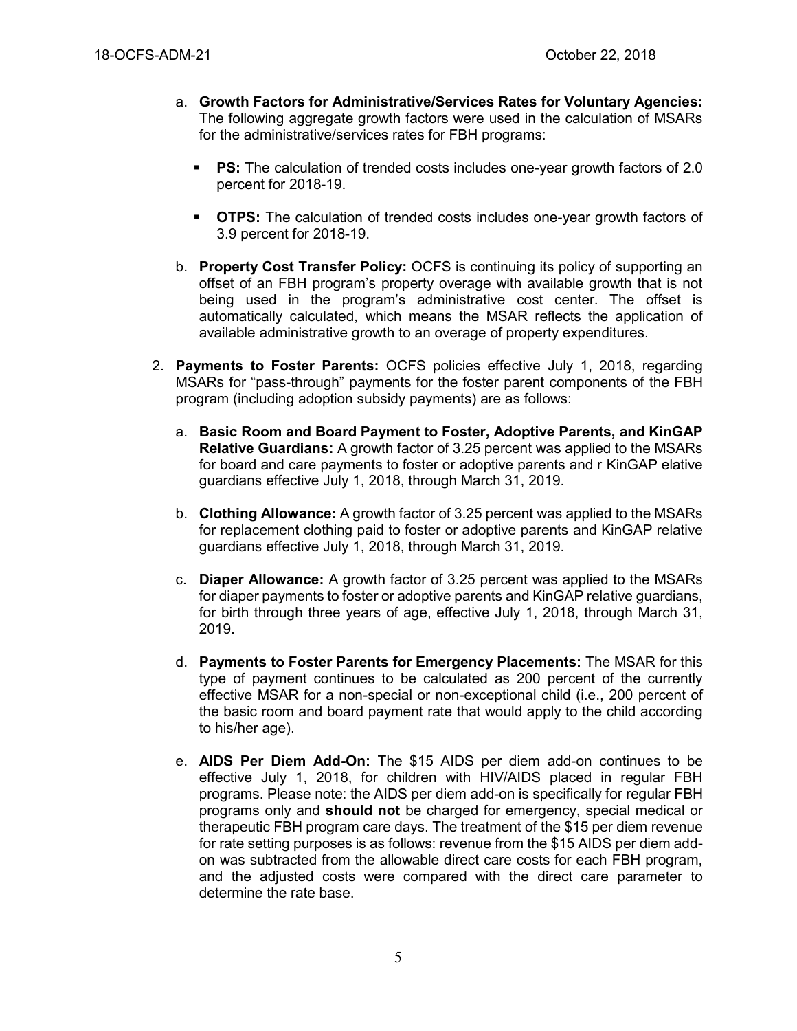a. **Growth Factors for Administrative/Services Rates for Voluntary Agencies:** The following aggregate growth factors were used in the calculation of MSARs for the administrative/services rates for FBH programs:

   - **PS:** The calculation of trended costs includes one-year growth factors of 2.0 percent for 2018-19.

   - **OTPS:** The calculation of trended costs includes one-year growth factors of 3.9 percent for 2018-19.

b. **Property Cost Transfer Policy:** OCFS is continuing its policy of supporting an offset of an FBH program's property overage with available growth that is not being used in the program's administrative cost center. The offset is automatically calculated, which means the MSAR reflects the application of available administrative growth to an overage of property expenditures.

2. **Payments to Foster Parents:** OCFS policies effective July 1, 2018, regarding MSARs for "pass-through" payments for the foster parent components of the FBH program (including adoption subsidy payments) are as follows:

   a. **Basic Room and Board Payment to Foster, Adoptive Parents, and KinGAP Relative Guardians:** A growth factor of 3.25 percent was applied to the MSARs for board and care payments to foster or adoptive parents and r KinGAP elative guardians effective July 1, 2018, through March 31, 2019.

   b. **Clothing Allowance:** A growth factor of 3.25 percent was applied to the MSARs for replacement clothing paid to foster or adoptive parents and KinGAP relative guardians effective July 1, 2018, through March 31, 2019.

   c. **Diaper Allowance:** A growth factor of 3.25 percent was applied to the MSARs for diaper payments to foster or adoptive parents and KinGAP relative guardians, for birth through three years of age, effective July 1, 2018, through March 31, 2019.

   d. **Payments to Foster Parents for Emergency Placements:** The MSAR for this type of payment continues to be calculated as 200 percent of the currently effective MSAR for a non-special or non-exceptional child (i.e., 200 percent of the basic room and board payment rate that would apply to the child according to his/her age).

   e. **AIDS Per Diem Add-On:** The $15 AIDS per diem add-on continues to be effective July 1, 2018, for children with HIV/AIDS placed in regular FBH programs. Please note: the AIDS per diem add-on is specifically for regular FBH programs only and **should not** be charged for emergency, special medical or therapeutic FBH program care days. The treatment of the $15 per diem revenue for rate setting purposes is as follows: revenue from the $15 AIDS per diem add-on was subtracted from the allowable direct care costs for each FBH program, and the adjusted costs were compared with the direct care parameter to determine the rate base.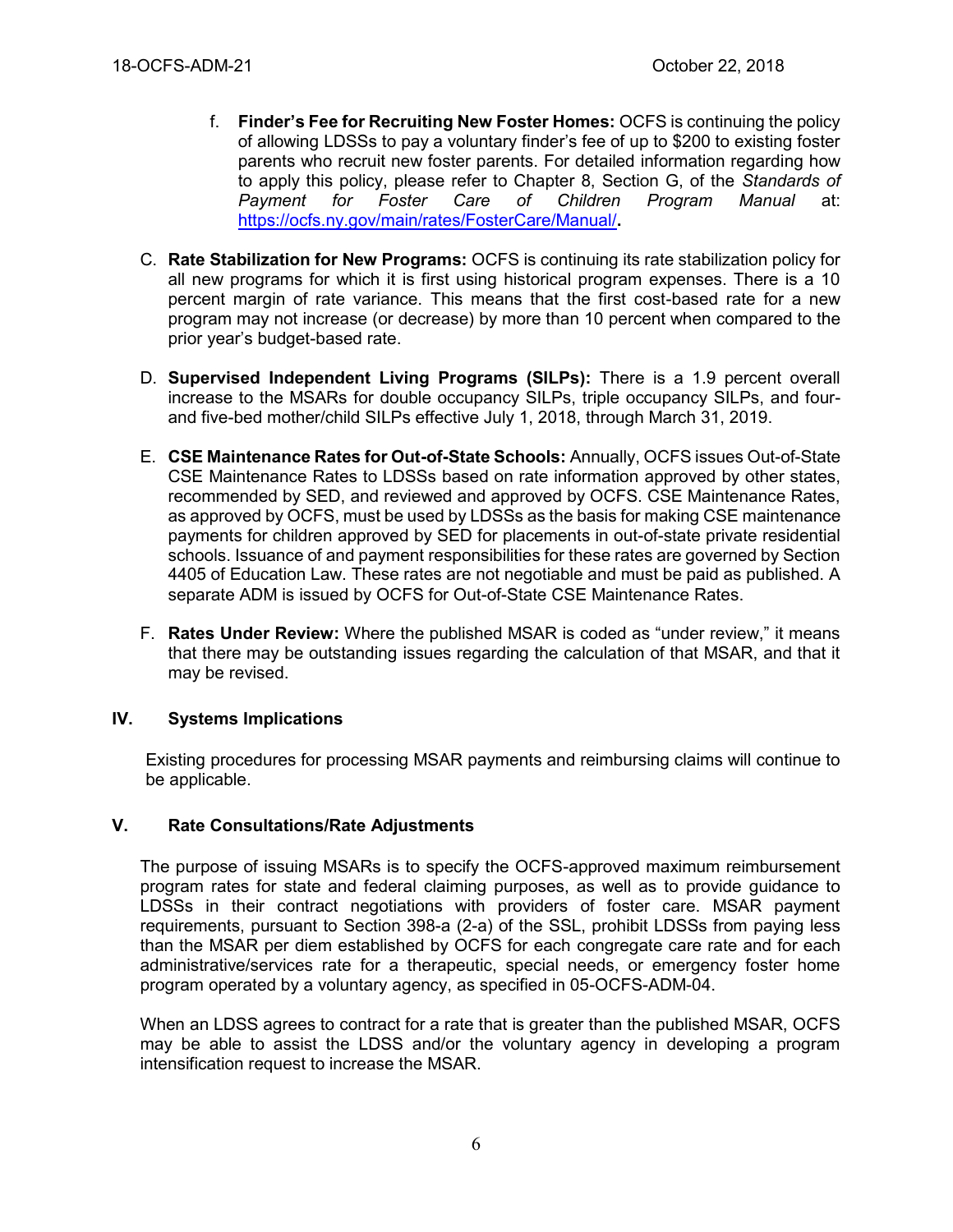f. **Finder's Fee for Recruiting New Foster Homes:** OCFS is continuing the policy of allowing LDSSs to pay a voluntary finder's fee of up to $200 to existing foster parents who recruit new foster parents. For detailed information regarding how to apply this policy, please refer to Chapter 8, Section G, of the *Standards of Payment for Foster Care of Children Program Manual* at: https://ocfs.ny.gov/main/rates/FosterCare/Manual/.

C. **Rate Stabilization for New Programs:** OCFS is continuing its rate stabilization policy for all new programs for which it is first using historical program expenses. There is a 10 percent margin of rate variance. This means that the first cost-based rate for a new program may not increase (or decrease) by more than 10 percent when compared to the prior year's budget-based rate.

D. **Supervised Independent Living Programs (SILPs):** There is a 1.9 percent overall increase to the MSARs for double occupancy SILPs, triple occupancy SILPs, and four- and five-bed mother/child SILPs effective July 1, 2018, through March 31, 2019.

E. **CSE Maintenance Rates for Out-of-State Schools:** Annually, OCFS issues Out-of-State CSE Maintenance Rates to LDSSs based on rate information approved by other states, recommended by SED, and reviewed and approved by OCFS. CSE Maintenance Rates, as approved by OCFS, must be used by LDSSs as the basis for making CSE maintenance payments for children approved by SED for placements in out-of-state private residential schools. Issuance of and payment responsibilities for these rates are governed by Section 4405 of Education Law. These rates are not negotiable and must be paid as published. A separate ADM is issued by OCFS for Out-of-State CSE Maintenance Rates.

F. **Rates Under Review:** Where the published MSAR is coded as "under review," it means that there may be outstanding issues regarding the calculation of that MSAR, and that it may be revised.

## IV. Systems Implications

Existing procedures for processing MSAR payments and reimbursing claims will continue to be applicable.

## V. Rate Consultations/Rate Adjustments

The purpose of issuing MSARs is to specify the OCFS-approved maximum reimbursement program rates for state and federal claiming purposes, as well as to provide guidance to LDSSs in their contract negotiations with providers of foster care. MSAR payment requirements, pursuant to Section 398-a (2-a) of the SSL, prohibit LDSSs from paying less than the MSAR per diem established by OCFS for each congregate care rate and for each administrative/services rate for a therapeutic, special needs, or emergency foster home program operated by a voluntary agency, as specified in 05-OCFS-ADM-04.

When an LDSS agrees to contract for a rate that is greater than the published MSAR, OCFS may be able to assist the LDSS and/or the voluntary agency in developing a program intensification request to increase the MSAR.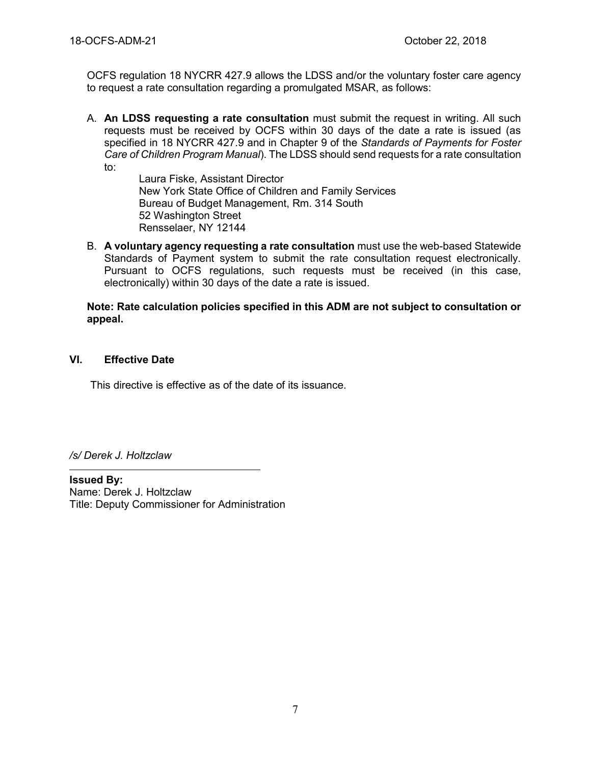OCFS regulation 18 NYCRR 427.9 allows the LDSS and/or the voluntary foster care agency to request a rate consultation regarding a promulgated MSAR, as follows:

A. **An LDSS requesting a rate consultation** must submit the request in writing. All such requests must be received by OCFS within 30 days of the date a rate is issued (as specified in 18 NYCRR 427.9 and in Chapter 9 of the *Standards of Payments for Foster Care of Children Program Manual*). The LDSS should send requests for a rate consultation to:

   Laura Fiske, Assistant Director
   New York State Office of Children and Family Services
   Bureau of Budget Management, Rm. 314 South
   52 Washington Street
   Rensselaer, NY 12144

B. **A voluntary agency requesting a rate consultation** must use the web-based Statewide Standards of Payment system to submit the rate consultation request electronically. Pursuant to OCFS regulations, such requests must be received (in this case, electronically) within 30 days of the date a rate is issued.

**Note: Rate calculation policies specified in this ADM are not subject to consultation or appeal.**

## VI. Effective Date

This directive is effective as of the date of its issuance.

*/s/ Derek J. Holtzclaw*

---

**Issued By:**
Name: Derek J. Holtzclaw
Title: Deputy Commissioner for Administration